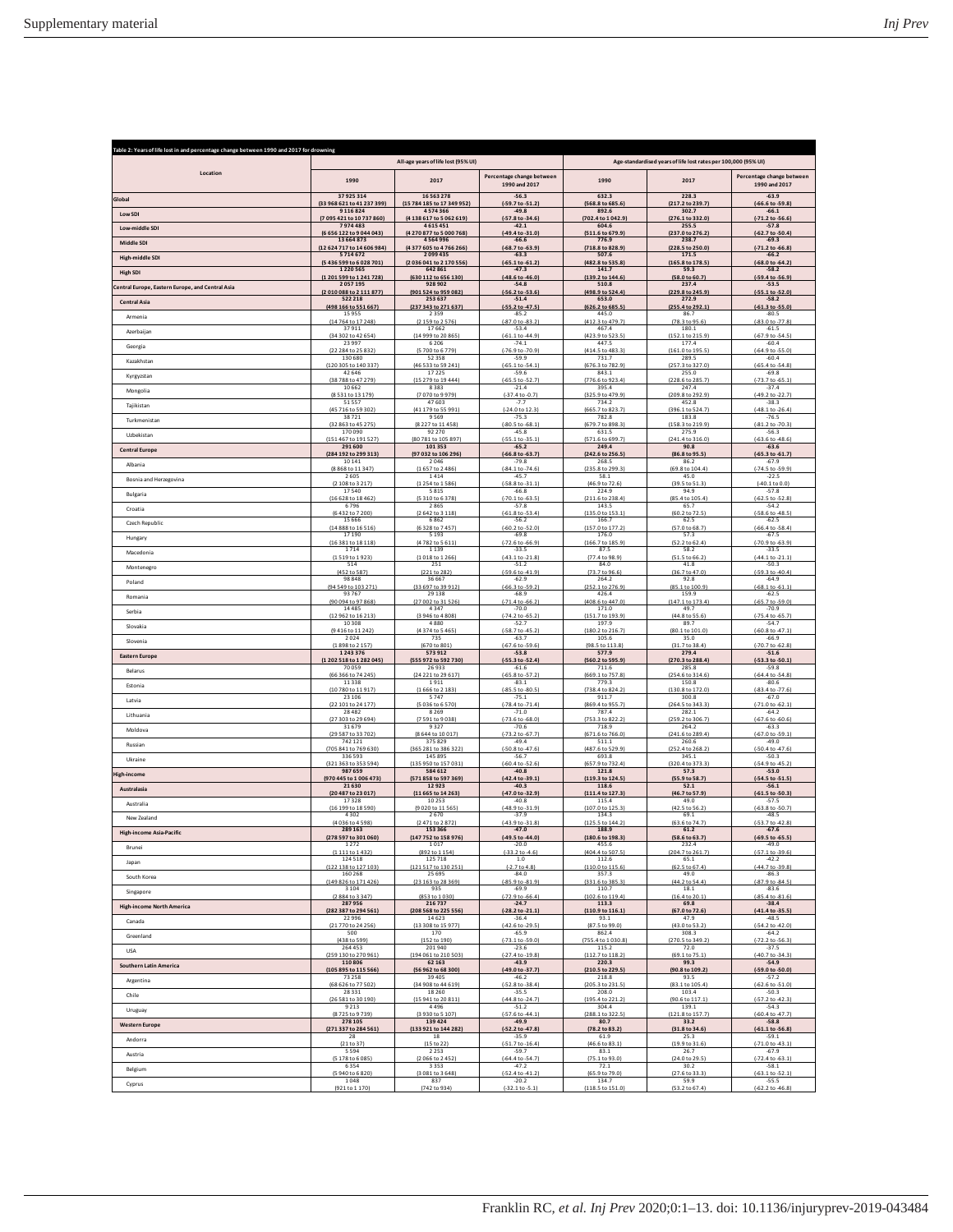**Table 2: Years of life lost in and percentage change between 1990 and 2017 for drowning**

| Location | All-age years of life lost (95% UI) | | | Age-standardised years of life lost rates per 100,000 (95% UI) | | |
|---|---|---|---|---|---|---|
| | 1990 | 2017 | Percentage change between 1990 and 2017 | 1990 | 2017 | Percentage change between 1990 and 2017 |
| **Global** | **37 925 314 (33 968 621 to 41 237 399)** | **16 563 278 (15 784 185 to 17 349 952)** | **-56.3 (-59.7 to -51.2)** | **632.3 (568.8 to 685.6)** | **228.3 (217.2 to 239.7)** | **-63.9 (-66.6 to -59.8)** |
| **Low SDI** | **9 116 824 (7 095 421 to 10 737 860)** | **4 574 366 (4 138 617 to 5 062 619)** | **-49.8 (-57.8 to -34.6)** | **892.6 (702.4 to 1 042.9)** | **302.7 (276.1 to 332.0)** | **-66.1 (-71.2 to -56.6)** |
| **Low-middle SDI** | **7 974 483 (6 656 122 to 9 044 043)** | **4 615 451 (4 270 877 to 5 000 768)** | **-42.1 (-49.4 to -31.0)** | **604.6 (511.6 to 679.9)** | **255.5 (237.0 to 276.2)** | **-57.8 (-62.7 to -50.4)** |
| **Middle SDI** | **13 664 873 (12 624 717 to 14 606 984)** | **4 564 996 (4 377 605 to 4 766 266)** | **-66.6 (-68.7 to -63.9)** | **776.9 (718.8 to 828.9)** | **238.7 (228.5 to 250.0)** | **-69.3 (-71.2 to -66.8)** |
| **High-middle SDI** | **5 714 672 (5 436 599 to 6 028 701)** | **2 099 435 (2 036 041 to 2 170 556)** | **-63.3 (-65.1 to -61.2)** | **507.6 (482.8 to 535.8)** | **171.5 (165.8 to 178.5)** | **-66.2 (-68.0 to -64.2)** |
| **High SDI** | **1 220 565 (1 201 599 to 1 241 728)** | **642 861 (630 112 to 656 130)** | **-47.3 (-48.6 to -46.0)** | **141.7 (139.2 to 144.6)** | **59.3 (58.0 to 60.7)** | **-58.2 (-59.4 to -56.9)** |
| **Central Europe, Eastern Europe, and Central Asia** | **2 057 195 (2 010 088 to 2 111 877)** | **928 902 (901 524 to 959 082)** | **-54.8 (-56.2 to -53.6)** | **510.8 (498.9 to 524.4)** | **237.4 (229.8 to 245.9)** | **-53.5 (-55.1 to -52.0)** |
| **Central Asia** | **522 218 (498 166 to 551 667)** | **253 637 (237 343 to 271 637)** | **-51.4 (-55.2 to -47.5)** | **653.0 (626.2 to 685.5)** | **272.9 (255.4 to 292.1)** | **-58.2 (-61.3 to -55.0)** |
| Armenia | 15 955 (14 764 to 17 248) | 2 359 (2 159 to 2 576) | -85.2 (-87.0 to -83.2) | 445.0 (412.3 to 479.7) | 86.7 (78.3 to 95.6) | -80.5 (-83.0 to -77.8) |
| Azerbaijan | 37 911 (34 302 to 42 654) | 17 662 (14 999 to 20 865) | -53.4 (-61.1 to -44.9) | 467.4 (423.9 to 523.5) | 180.1 (152.1 to 215.9) | -61.5 (-67.9 to -54.5) |
| Georgia | 23 997 (22 284 to 25 832) | 6 206 (5 700 to 6 779) | -74.1 (-76.9 to -70.9) | 447.5 (414.5 to 483.3) | 177.4 (161.0 to 195.5) | -60.4 (-64.9 to -55.0) |
| Kazakhstan | 130 680 (120 305 to 140 337) | 52 358 (46 533 to 59 241) | -59.9 (-65.1 to -54.1) | 731.7 (676.3 to 782.9) | 289.5 (257.3 to 327.0) | -60.4 (-65.4 to -54.8) |
| Kyrgyzstan | 42 646 (38 788 to 47 279) | 17 225 (15 279 to 19 444) | -59.6 (-65.5 to -52.7) | 843.1 (776.6 to 923.4) | 255.0 (228.6 to 285.7) | -69.8 (-73.7 to -65.1) |
| Mongolia | 10 662 (8 531 to 13 179) | 8 383 (7 070 to 9 979) | -21.4 (-37.4 to -0.7) | 395.4 (325.9 to 479.9) | 247.4 (209.8 to 292.9) | -37.4 (-49.2 to -22.7) |
| Tajikistan | 51 557 (45 716 to 59 302) | 47 603 (41 179 to 55 991) | -7.7 (-24.0 to 12.3) | 734.2 (665.7 to 823.7) | 452.8 (396.1 to 524.7) | -38.3 (-48.1 to -26.4) |
| Turkmenistan | 38 721 (32 863 to 45 275) | 9 569 (8 227 to 11 458) | -75.3 (-80.5 to -68.1) | 782.8 (679.7 to 898.3) | 183.8 (158.3 to 219.9) | -76.5 (-81.2 to -70.3) |
| Uzbekistan | 170 090 (151 467 to 191 527) | 92 270 (80 781 to 105 897) | -45.8 (-55.1 to -35.1) | 631.5 (571.6 to 699.7) | 275.9 (241.4 to 316.0) | -56.3 (-63.6 to -48.6) |
| **Central Europe** | **291 600 (284 192 to 299 313)** | **101 353 (97 032 to 106 296)** | **-65.2 (-66.8 to -63.7)** | **249.4 (242.6 to 256.5)** | **90.8 (86.8 to 95.5)** | **-63.6 (-65.3 to -61.7)** |
| Albania | 10 141 (8 868 to 11 347) | 2 046 (1 657 to 2 486) | -79.8 (-84.1 to -74.6) | 268.5 (235.8 to 299.3) | 86.2 (69.8 to 104.4) | -67.9 (-74.5 to -59.9) |
| Bosnia and Herzegovina | 2 605 (2 108 to 3 217) | 1 414 (1 254 to 1 586) | -45.7 (-58.8 to -31.1) | 58.1 (46.9 to 72.6) | 45.0 (39.5 to 51.3) | -22.5 (-40.1 to 0.0) |
| Bulgaria | 17 540 (16 628 to 18 462) | 5 815 (5 310 to 6 378) | -66.8 (-70.1 to -63.5) | 224.9 (211.6 to 238.4) | 94.9 (85.4 to 105.4) | -57.8 (-62.5 to -52.8) |
| Croatia | 6 796 (6 432 to 7 200) | 2 865 (2 642 to 3 118) | -57.8 (-61.8 to -53.4) | 143.5 (135.0 to 153.1) | 65.7 (60.2 to 72.5) | -54.2 (-58.6 to -48.5) |
| Czech Republic | 15 666 (14 888 to 16 516) | 6 862 (6 328 to 7 457) | -56.2 (-60.2 to -52.0) | 166.7 (157.0 to 177.2) | 62.5 (57.0 to 68.7) | -62.5 (-66.4 to -58.4) |
| Hungary | 17 190 (16 381 to 18 118) | 5 193 (4 782 to 5 611) | -69.8 (-72.6 to -66.9) | 176.0 (166.7 to 185.9) | 57.3 (52.2 to 62.4) | -67.5 (-70.9 to -63.9) |
| Macedonia | 1 714 (1 519 to 1 923) | 1 139 (1 018 to 1 266) | -33.5 (-43.1 to -21.8) | 87.5 (77.4 to 98.9) | 58.2 (51.5 to 66.2) | -33.5 (-44.1 to -21.1) |
| Montenegro | 514 (452 to 587) | 251 (221 to 282) | -51.2 (-59.6 to -41.9) | 84.0 (73.7 to 96.6) | 41.8 (36.7 to 47.0) | -50.3 (-59.3 to -40.4) |
| Poland | 98 848 (94 549 to 103 271) | 36 667 (33 697 to 39 912) | -62.9 (-66.3 to -59.2) | 264.2 (252.1 to 276.9) | 92.8 (85.1 to 100.9) | -64.9 (-68.1 to -61.1) |
| Romania | 93 767 (90 094 to 97 868) | 29 138 (27 002 to 31 526) | -68.9 (-71.4 to -66.2) | 426.4 (408.6 to 447.0) | 159.9 (147.1 to 173.4) | -62.5 (-65.7 to -59.0) |
| Serbia | 14 485 (12 962 to 16 213) | 4 347 (3 946 to 4 808) | -70.0 (-74.2 to -65.2) | 171.0 (151.7 to 193.9) | 49.7 (44.8 to 55.6) | -70.9 (-75.4 to -65.7) |
| Slovakia | 10 308 (9 416 to 11 242) | 4 880 (4 374 to 5 465) | -52.7 (-58.7 to -45.2) | 197.9 (180.2 to 216.7) | 89.7 (80.1 to 101.0) | -54.7 (-60.8 to -47.1) |
| Slovenia | 2 024 (1 898 to 2 157) | 735 (670 to 801) | -63.7 (-67.6 to -59.6) | 105.6 (98.5 to 113.8) | 35.0 (31.7 to 38.4) | -66.9 (-70.7 to -62.8) |
| **Eastern Europe** | **1 243 376 (1 202 518 to 1 282 045)** | **573 912 (555 972 to 592 730)** | **-53.8 (-55.3 to -52.4)** | **577.9 (560.2 to 595.9)** | **279.4 (270.3 to 288.4)** | **-51.6 (-53.3 to -50.1)** |
| Belarus | 70 059 (66 366 to 74 245) | 26 933 (24 221 to 29 617) | -61.6 (-65.8 to -57.2) | 711.6 (669.1 to 757.8) | 285.8 (254.6 to 314.6) | -59.8 (-64.4 to -54.8) |
| Estonia | 11 338 (10 780 to 11 917) | 1 911 (1 666 to 2 183) | -83.1 (-85.5 to -80.5) | 779.3 (738.4 to 824.2) | 150.8 (130.8 to 172.0) | -80.6 (-83.4 to -77.6) |
| Latvia | 23 106 (22 101 to 24 177) | 5 747 (5 036 to 6 570) | -75.1 (-78.4 to -71.4) | 911.7 (869.4 to 955.7) | 300.8 (264.5 to 343.3) | -67.0 (-71.0 to -62.1) |
| Lithuania | 28 482 (27 303 to 29 694) | 8 269 (7 591 to 9 038) | -71.0 (-73.6 to -68.0) | 787.4 (753.3 to 822.2) | 282.1 (259.2 to 306.7) | -64.2 (-67.6 to -60.6) |
| Moldova | 31 679 (29 587 to 33 702) | 9 327 (8 644 to 10 017) | -70.6 (-73.2 to -67.7) | 718.9 (671.6 to 766.0) | 264.2 (241.6 to 289.4) | -63.3 (-67.0 to -59.1) |
| Russian | 742 121 (705 841 to 769 630) | 375 829 (365 281 to 386 322) | -49.4 (-50.8 to -47.6) | 511.1 (487.6 to 529.9) | 260.6 (252.4 to 268.2) | -49.0 (-50.4 to -47.6) |
| Ukraine | 336 593 (321 363 to 353 594) | 145 895 (135 950 to 157 031) | -56.7 (-60.4 to -52.6) | 693.8 (657.9 to 732.4) | 345.1 (320.4 to 373.3) | -50.3 (-54.9 to -45.2) |
| **High-income** | **987 659 (970 445 to 1 006 473)** | **584 612 (571 858 to 597 369)** | **-40.8 (-42.4 to -39.1)** | **121.8 (119.3 to 124.5)** | **57.3 (55.9 to 58.7)** | **-53.0 (-54.5 to -51.5)** |
| **Australasia** | **21 630 (20 487 to 23 017)** | **12 923 (11 665 to 14 263)** | **-40.3 (-47.0 to -32.9)** | **118.6 (111.4 to 127.3)** | **52.1 (46.7 to 57.9)** | **-56.1 (-61.5 to -50.3)** |
| Australia | 17 328 (16 199 to 18 590) | 10 253 (9 020 to 11 565) | -40.8 (-48.9 to -31.9) | 115.4 (107.0 to 125.3) | 49.0 (42.5 to 56.2) | -57.5 (-63.8 to -50.7) |
| New Zealand | 4 302 (4 036 to 4 598) | 2 670 (2 471 to 2 872) | -37.9 (-43.9 to -31.8) | 134.3 (125.5 to 144.2) | 69.1 (63.6 to 74.7) | -48.5 (-53.7 to -42.8) |
| **High-income Asia-Pacific** | **289 163 (278 597 to 301 060)** | **153 366 (147 752 to 158 976)** | **-47.0 (-49.5 to -44.0)** | **188.9 (180.6 to 198.3)** | **61.2 (58.6 to 63.7)** | **-67.6 (-69.5 to -65.5)** |
| Brunei | 1 272 (1 111 to 1 432) | 1 017 (892 to 1 154) | -20.0 (-33.2 to -4.6) | 455.6 (404.4 to 507.5) | 232.4 (204.7 to 261.7) | -49.0 (-57.1 to -39.6) |
| Japan | 124 518 (122 138 to 127 103) | 125 718 (121 517 to 130 251) | 1.0 (-2.7 to 4.8) | 112.6 (110.0 to 115.6) | 65.1 (62.5 to 67.4) | -42.2 (-44.7 to -39.8) |
| South Korea | 160 268 (149 826 to 171 426) | 25 695 (23 163 to 28 369) | -84.0 (-85.9 to -81.9) | 357.3 (331.6 to 385.3) | 49.0 (44.2 to 54.4) | -86.3 (-87.9 to -84.5) |
| Singapore | 3 104 (2 884 to 3 347) | 935 (853 to 1 030) | -69.9 (-72.9 to -66.4) | 110.7 (102.6 to 119.4) | 18.1 (16.4 to 20.1) | -83.6 (-85.4 to -81.6) |
| **High-income North America** | **287 956 (282 387 to 294 561)** | **216 737 (208 568 to 225 556)** | **-24.7 (-28.2 to -21.1)** | **113.3 (110.9 to 116.1)** | **69.8 (67.0 to 72.6)** | **-38.4 (-41.4 to -35.5)** |
| Canada | 22 996 (21 770 to 24 256) | 14 623 (13 308 to 15 977) | -36.4 (-42.6 to -29.5) | 93.1 (87.5 to 99.0) | 47.9 (43.0 to 53.2) | -48.5 (-54.2 to -42.0) |
| Greenland | 500 (438 to 599) | 170 (152 to 190) | -65.9 (-73.1 to -59.0) | 862.4 (755.4 to 1 030.8) | 308.3 (270.5 to 349.2) | -64.2 (-72.2 to -56.3) |
| USA | 264 453 (259 130 to 270 961) | 201 940 (194 061 to 210 503) | -23.6 (-27.4 to -19.8) | 115.2 (112.7 to 118.2) | 72.0 (69.1 to 75.1) | -37.5 (-40.7 to -34.3) |
| **Southern Latin America** | **110 806 (105 895 to 115 566)** | **62 163 (56 962 to 68 300)** | **-43.9 (-49.0 to -37.7)** | **220.3 (210.5 to 229.5)** | **99.3 (90.8 to 109.2)** | **-54.9 (-59.0 to -50.0)** |
| Argentina | 73 258 (68 626 to 77 502) | 39 405 (34 908 to 44 619) | -46.2 (-52.8 to -38.4) | 218.8 (205.3 to 231.5) | 93.5 (83.1 to 105.4) | -57.2 (-62.6 to -51.0) |
| Chile | 28 331 (26 581 to 30 190) | 18 260 (15 941 to 20 811) | -35.5 (-44.8 to -24.7) | 208.0 (195.4 to 221.2) | 103.4 (90.6 to 117.1) | -50.3 (-57.2 to -42.3) |
| Uruguay | 9 213 (8 725 to 9 739) | 4 496 (3 930 to 5 107) | -51.2 (-57.6 to -44.1) | 304.4 (288.1 to 322.5) | 139.1 (121.8 to 157.7) | -54.3 (-60.4 to -47.7) |
| **Western Europe** | **278 105 (271 337 to 284 561)** | **139 424 (133 921 to 144 282)** | **-49.9 (-52.2 to -47.8)** | **80.7 (78.2 to 83.2)** | **33.2 (31.8 to 34.6)** | **-58.8 (-61.1 to -56.8)** |
| Andorra | 28 (21 to 37) | 18 (15 to 22) | -35.9 (-51.7 to -16.4) | 61.9 (46.6 to 83.1) | 25.3 (19.9 to 31.6) | -59.1 (-71.0 to -43.1) |
| Austria | 5 594 (5 178 to 6 085) | 2 253 (2 066 to 2 452) | -59.7 (-64.4 to -54.7) | 83.1 (75.1 to 93.0) | 26.7 (24.0 to 29.5) | -67.9 (-72.4 to -63.1) |
| Belgium | 6 354 (5 940 to 6 820) | 3 353 (3 081 to 3 648) | -47.2 (-52.4 to -41.2) | 72.1 (65.9 to 79.0) | 30.2 (27.6 to 33.3) | -58.1 (-63.1 to -52.1) |
| Cyprus | 1 048 (921 to 1 170) | 837 (742 to 934) | -20.2 (-32.1 to -5.1) | 134.7 (118.5 to 151.0) | 59.9 (53.2 to 67.4) | -55.5 (-62.2 to -46.8) |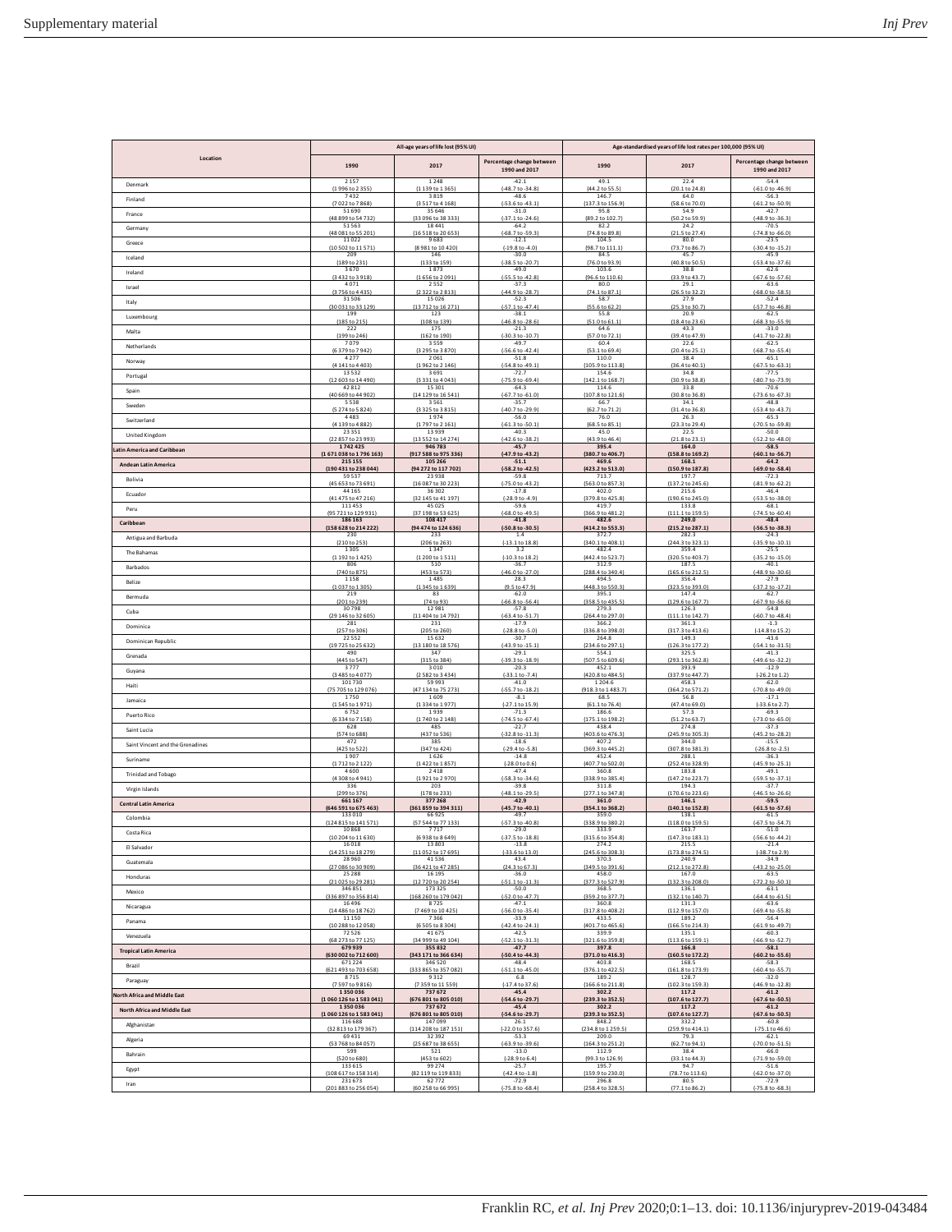| Location | All-age years of life lost (95% UI) | | | Age-standardised years of life lost rates per 100,000 (95% UI) | | |
|---|---|---|---|---|---|---|
| | 1990 | 2017 | Percentage change between 1990 and 2017 | 1990 | 2017 | Percentage change between 1990 and 2017 |
| Denmark | 2 157 (1 996 to 2 355) | 1 248 (1 139 to 1 365) | -42.1 (-48.7 to -34.8) | 49.1 (44.2 to 55.5) | 22.4 (20.1 to 24.8) | -54.4 (-61.0 to -46.9) |
| Finland | 7 432 (7 022 to 7 868) | 3 819 (3 517 to 4 168) | -48.6 (-53.6 to -43.1) | 146.7 (137.3 to 156.9) | 64.0 (58.6 to 70.0) | -56.3 (-61.2 to -50.9) |
| France | 51 690 (48 899 to 54 732) | 35 646 (33 096 to 38 333) | -31.0 (-37.1 to -24.6) | 95.8 (89.2 to 102.7) | 54.9 (50.2 to 59.9) | -42.7 (-48.9 to -36.3) |
| Germany | 51 563 (48 081 to 55 201) | 18 441 (16 518 to 20 653) | -64.2 (-68.7 to -59.3) | 82.2 (74.8 to 89.8) | 24.2 (21.5 to 27.4) | -70.5 (-74.8 to -66.0) |
| Greece | 11 022 (10 502 to 11 571) | 9 683 (8 981 to 10 420) | -12.1 (-19.8 to -4.0) | 104.5 (98.7 to 111.1) | 80.0 (73.7 to 86.7) | -23.5 (-30.4 to -15.2) |
| Iceland | 209 (189 to 231) | 146 (133 to 159) | -30.0 (-38.5 to -20.7) | 84.5 (76.0 to 93.9) | 45.7 (40.8 to 50.5) | -45.9 (-53.4 to -37.6) |
| Ireland | 3 670 (3 432 to 3 918) | 1 873 (1 656 to 2 091) | -49.0 (-55.5 to -42.8) | 103.6 (96.6 to 110.6) | 38.8 (33.9 to 43.7) | -62.6 (-67.6 to -57.6) |
| Israel | 4 071 (3 756 to 4 435) | 2 552 (2 322 to 2 813) | -37.3 (-44.9 to -28.7) | 80.0 (74.1 to 87.1) | 29.1 (26.5 to 32.2) | -63.6 (-68.0 to -58.5) |
| Italy | 31 506 (30 031 to 33 129) | 15 026 (13 712 to 16 271) | -52.3 (-57.1 to -47.4) | 58.7 (55.6 to 62.2) | 27.9 (25.3 to 30.7) | -52.4 (-57.7 to -46.8) |
| Luxembourg | 199 (185 to 215) | 123 (108 to 139) | -38.1 (-46.8 to -28.6) | 55.8 (51.0 to 61.1) | 20.9 (18.4 to 23.6) | -62.5 (-68.3 to -55.9) |
| Malta | 222 (199 to 246) | 175 (162 to 190) | -21.3 (-30.3 to -10.7) | 64.6 (57.0 to 72.1) | 43.3 (39.4 to 47.9) | -33.0 (-41.7 to -22.8) |
| Netherlands | 7 079 (6 379 to 7 942) | 3 559 (3 295 to 3 870) | -49.7 (-56.6 to -42.4) | 60.4 (53.1 to 69.4) | 22.6 (20.4 to 25.1) | -62.5 (-68.7 to -55.4) |
| Norway | 4 277 (4 141 to 4 403) | 2 061 (1 962 to 2 146) | -51.8 (-54.8 to -49.1) | 110.0 (105.9 to 113.8) | 38.4 (36.4 to 40.1) | -65.1 (-67.5 to -63.1) |
| Portugal | 13 532 (12 603 to 14 490) | 3 691 (3 331 to 4 043) | -72.7 (-75.9 to -69.4) | 154.6 (142.1 to 168.7) | 34.8 (30.9 to 38.8) | -77.5 (-80.7 to -73.9) |
| Spain | 42 812 (40 669 to 44 902) | 15 301 (14 129 to 16 541) | -64.3 (-67.7 to -61.0) | 114.6 (107.8 to 121.6) | 33.8 (30.8 to 36.8) | -70.6 (-73.6 to -67.3) |
| Sweden | 5 538 (5 274 to 5 824) | 3 561 (3 325 to 3 815) | -35.7 (-40.7 to -29.9) | 66.7 (62.7 to 71.2) | 34.1 (31.4 to 36.8) | -48.8 (-53.4 to -43.7) |
| Switzerland | 4 483 (4 139 to 4 882) | 1 974 (1 797 to 2 161) | -56.0 (-61.3 to -50.1) | 76.0 (68.5 to 85.1) | 26.3 (23.3 to 29.4) | -65.3 (-70.5 to -59.8) |
| United Kingdom | 23 351 (22 857 to 23 993) | 13 939 (13 552 to 14 274) | -40.3 (-42.6 to -38.2) | 45.0 (43.9 to 46.4) | 22.5 (21.8 to 23.1) | -50.0 (-52.2 to -48.0) |
| **Latin America and Caribbean** | **1 742 425 (1 671 038 to 1 796 163)** | **946 783 (917 588 to 975 336)** | **-45.7 (-47.9 to -43.2)** | **395.4 (380.7 to 406.7)** | **164.0 (158.8 to 169.2)** | **-58.5 (-60.1 to -56.7)** |
| **Andean Latin America** | **215 155 (190 431 to 238 044)** | **105 266 (94 272 to 117 702)** | **-51.1 (-58.2 to -42.5)** | **469.6 (423.2 to 513.0)** | **168.1 (150.9 to 187.8)** | **-64.2 (-69.0 to -58.4)** |
| Bolivia | 59 537 (45 653 to 73 691) | 23 938 (16 087 to 30 223) | -59.8 (-75.0 to -43.2) | 713.7 (563.0 to 857.3) | 197.7 (137.2 to 245.6) | -72.3 (-81.9 to -62.2) |
| Ecuador | 44 165 (41 475 to 47 216) | 36 302 (32 145 to 41 197) | -17.8 (-28.9 to -4.9) | 402.0 (379.8 to 425.8) | 215.6 (190.6 to 245.0) | -46.4 (-53.5 to -38.0) |
| Peru | 111 453 (95 721 to 129 931) | 45 025 (37 198 to 53 625) | -59.6 (-68.0 to -49.5) | 419.7 (366.9 to 481.2) | 133.8 (111.1 to 159.5) | -68.1 (-74.5 to -60.4) |
| **Caribbean** | **186 163 (158 628 to 214 222)** | **108 417 (94 474 to 124 636)** | **-41.8 (-50.8 to -30.5)** | **482.6 (414.2 to 553.3)** | **249.0 (215.2 to 287.1)** | **-48.4 (-56.5 to -38.3)** |
| Antigua and Barbuda | 230 (210 to 253) | 233 (206 to 263) | 1.4 (-13.1 to 18.8) | 372.7 (340.1 to 408.1) | 282.3 (244.3 to 323.1) | -24.3 (-35.9 to -10.1) |
| The Bahamas | 1 305 (1 192 to 1 425) | 1 347 (1 200 to 1 511) | 3.2 (-10.3 to 18.2) | 482.4 (442.4 to 523.7) | 359.4 (320.5 to 403.7) | -25.5 (-35.2 to -15.0) |
| Barbados | 806 (740 to 875) | 510 (453 to 573) | -36.7 (-46.0 to -27.0) | 312.9 (288.4 to 340.4) | 187.5 (165.6 to 212.5) | -40.1 (-48.9 to -30.6) |
| Belize | 1 158 (1 037 to 1 305) | 1 485 (1 345 to 1 639) | 28.3 (9.5 to 47.9) | 494.5 (448.3 to 550.3) | 356.4 (323.5 to 393.0) | -27.9 (-37.2 to -17.2) |
| Bermuda | 219 (201 to 239) | 83 (74 to 93) | -62.0 (-66.8 to -56.4) | 395.1 (358.5 to 435.5) | 147.4 (129.6 to 167.7) | -62.7 (-67.9 to -56.6) |
| Cuba | 30 798 (29 146 to 32 605) | 12 981 (11 404 to 14 792) | -57.8 (-63.4 to -51.7) | 279.3 (264.4 to 297.0) | 126.3 (111.1 to 142.7) | -54.8 (-60.7 to -48.4) |
| Dominica | 281 (257 to 306) | 231 (205 to 260) | -17.9 (-28.8 to -5.0) | 366.2 (336.8 to 398.0) | 361.3 (317.3 to 413.6) | -1.3 (-14.8 to 15.2) |
| Dominican Republic | 22 552 (19 725 to 25 632) | 15 632 (13 180 to 18 576) | -30.7 (-43.9 to -15.1) | 264.8 (234.6 to 297.1) | 149.3 (126.3 to 177.2) | -43.6 (-54.1 to -31.5) |
| Grenada | 490 (445 to 547) | 347 (315 to 384) | -29.1 (-39.3 to -18.9) | 554.1 (507.5 to 609.6) | 325.5 (293.1 to 362.8) | -41.3 (-49.6 to -32.2) |
| Guyana | 3 777 (3 485 to 4 077) | 3 010 (2 582 to 3 434) | -20.3 (-33.1 to -7.4) | 452.1 (420.8 to 484.5) | 393.9 (337.9 to 447.7) | -12.9 (-26.2 to 1.2) |
| Haiti | 101 730 (75 705 to 129 076) | 59 993 (47 134 to 75 273) | -41.0 (-55.7 to -18.2) | 1 204.6 (918.3 to 1 483.7) | 458.3 (364.2 to 571.2) | -62.0 (-70.8 to -49.0) |
| Jamaica | 1 750 (1 545 to 1 971) | 1 609 (1 334 to 1 977) | -8.1 (-27.1 to 15.9) | 68.5 (61.1 to 76.4) | 56.8 (47.4 to 69.0) | -17.1 (-33.6 to 2.7) |
| Puerto Rico | 6 752 (6 334 to 7 158) | 1 939 (1 740 to 2 148) | -71.3 (-74.5 to -67.4) | 186.6 (175.1 to 198.2) | 57.3 (51.2 to 63.7) | -69.3 (-73.0 to -65.0) |
| Saint Lucia | 628 (574 to 688) | 485 (437 to 536) | -22.7 (-32.8 to -11.3) | 438.4 (403.6 to 476.3) | 274.8 (245.9 to 305.3) | -37.3 (-45.2 to -28.2) |
| Saint Vincent and the Grenadines | 472 (425 to 522) | 385 (347 to 424) | -18.6 (-29.4 to -5.8) | 407.2 (369.3 to 445.2) | 344.0 (307.8 to 381.3) | -15.5 (-26.8 to -2.5) |
| Suriname | 1 907 (1 712 to 2 122) | 1 626 (1 422 to 1 857) | -14.8 (-28.0 to 0.6) | 452.4 (407.7 to 502.0) | 288.1 (252.4 to 328.9) | -36.3 (-45.9 to -25.1) |
| Trinidad and Tobago | 4 600 (4 308 to 4 941) | 2 418 (1 921 to 2 970) | -47.4 (-58.3 to -34.6) | 360.8 (338.9 to 385.4) | 183.8 (147.2 to 223.7) | -49.1 (-59.5 to -37.1) |
| Virgin Islands | 336 (299 to 376) | 203 (178 to 233) | -39.8 (-48.1 to -29.5) | 311.8 (277.1 to 347.8) | 194.3 (170.6 to 223.6) | -37.7 (-46.5 to -26.6) |
| **Central Latin America** | **661 167 (646 591 to 675 463)** | **377 268 (361 859 to 394 311)** | **-42.9 (-45.7 to -40.1)** | **361.0 (354.1 to 368.2)** | **146.1 (140.1 to 152.8)** | **-59.5 (-61.5 to -57.6)** |
| Colombia | 133 010 (124 815 to 141 571) | 66 925 (57 544 to 77 133) | -49.7 (-57.3 to -40.8) | 359.0 (338.9 to 380.2) | 138.1 (118.0 to 159.5) | -61.5 (-67.5 to -54.7) |
| Costa Rica | 10 868 (10 204 to 11 630) | 7 717 (6 938 to 8 649) | -29.0 (-37.5 to -18.8) | 333.9 (315.6 to 354.8) | 163.7 (147.3 to 183.1) | -51.0 (-56.6 to -44.2) |
| El Salvador | 16 018 (14 251 to 18 279) | 13 803 (11 052 to 17 695) | -13.8 (-33.6 to 13.0) | 274.2 (245.6 to 308.3) | 215.5 (173.8 to 274.5) | -21.4 (-38.7 to 2.9) |
| Guatemala | 28 960 (27 086 to 30 909) | 41 536 (36 421 to 47 285) | 43.4 (24.3 to 67.3) | 370.3 (349.5 to 391.6) | 240.9 (212.1 to 272.8) | -34.9 (-43.2 to -25.0) |
| Honduras | 25 288 (21 025 to 29 281) | 16 195 (12 720 to 20 254) | -36.0 (-51.1 to -11.3) | 458.0 (377.3 to 527.9) | 167.0 (132.3 to 208.0) | -63.5 (-72.2 to -50.1) |
| Mexico | 346 851 (336 897 to 356 814) | 173 325 (168 260 to 179 042) | -50.0 (-52.0 to -47.7) | 368.5 (359.2 to 377.7) | 136.1 (132.1 to 140.7) | -63.1 (-64.4 to -61.5) |
| Nicaragua | 16 496 (14 486 to 18 762) | 8 725 (7 469 to 10 425) | -47.1 (-56.0 to -35.4) | 360.8 (317.8 to 408.2) | 131.3 (112.9 to 157.0) | -63.6 (-69.4 to -55.8) |
| Panama | 11 150 (10 288 to 12 058) | 7 366 (6 505 to 8 304) | -33.9 (-42.4 to -24.1) | 433.5 (401.7 to 465.6) | 189.2 (166.5 to 214.3) | -56.4 (-61.9 to -49.7) |
| Venezuela | 72 526 (68 273 to 77 125) | 41 675 (34 999 to 49 104) | -42.5 (-52.1 to -31.3) | 339.9 (321.6 to 359.8) | 135.1 (113.6 to 159.1) | -60.3 (-66.9 to -52.7) |
| **Tropical Latin America** | **679 939 (630 002 to 712 600)** | **355 832 (343 171 to 366 634)** | **-47.7 (-50.4 to -44.3)** | **397.8 (371.0 to 416.3)** | **166.8 (160.5 to 172.2)** | **-58.1 (-60.2 to -55.6)** |
| Brazil | 671 224 (621 493 to 703 658) | 346 520 (333 865 to 357 082) | -48.4 (-51.1 to -45.0) | 403.8 (376.1 to 422.5) | 168.5 (161.8 to 173.9) | -58.3 (-60.4 to -55.7) |
| Paraguay | 8 715 (7 597 to 9 816) | 9 312 (7 359 to 11 559) | 6.8 (-17.4 to 37.6) | 189.2 (166.6 to 211.8) | 128.7 (102.3 to 159.3) | -32.0 (-46.9 to -12.8) |
| **North Africa and Middle East** | **1 350 036 (1 060 126 to 1 583 041)** | **737 672 (676 801 to 805 010)** | **-45.4 (-54.6 to -29.7)** | **302.2 (239.3 to 352.5)** | **117.2 (107.6 to 127.7)** | **-61.2 (-67.6 to -50.5)** |
| **North Africa and Middle East** | **1 350 036 (1 060 126 to 1 583 041)** | **737 672 (676 801 to 805 010)** | **-45.4 (-54.6 to -29.7)** | **302.2 (239.3 to 352.5)** | **117.2 (107.6 to 127.7)** | **-61.2 (-67.6 to -50.5)** |
| Afghanistan | 116 688 (32 813 to 179 367) | 147 099 (114 208 to 187 151) | 26.1 (-22.0 to 357.6) | 848.2 (234.8 to 1 259.5) | 332.2 (259.9 to 414.1) | -60.8 (-75.1 to 46.6) |
| Algeria | 69 431 (53 768 to 84 057) | 32 392 (25 687 to 38 655) | -53.3 (-63.9 to -39.6) | 209.0 (164.3 to 251.2) | 79.3 (62.7 to 94.1) | -62.1 (-70.0 to -51.5) |
| Bahrain | 599 (520 to 680) | 521 (453 to 602) | -13.0 (-28.9 to 6.4) | 112.9 (99.3 to 126.9) | 38.4 (33.1 to 44.3) | -66.0 (-71.9 to -59.0) |
| Egypt | 133 615 (108 617 to 158 314) | 99 274 (82 119 to 119 833) | -25.7 (-42.4 to -1.8) | 195.7 (159.9 to 230.0) | 94.7 (78.7 to 113.6) | -51.6 (-62.0 to -37.0) |
| Iran | 231 673 (201 883 to 256 054) | 62 772 (60 258 to 66 995) | -72.9 (-75.8 to -68.4) | 296.8 (258.4 to 328.5) | 80.5 (77.1 to 86.2) | -72.9 (-75.8 to -68.3) |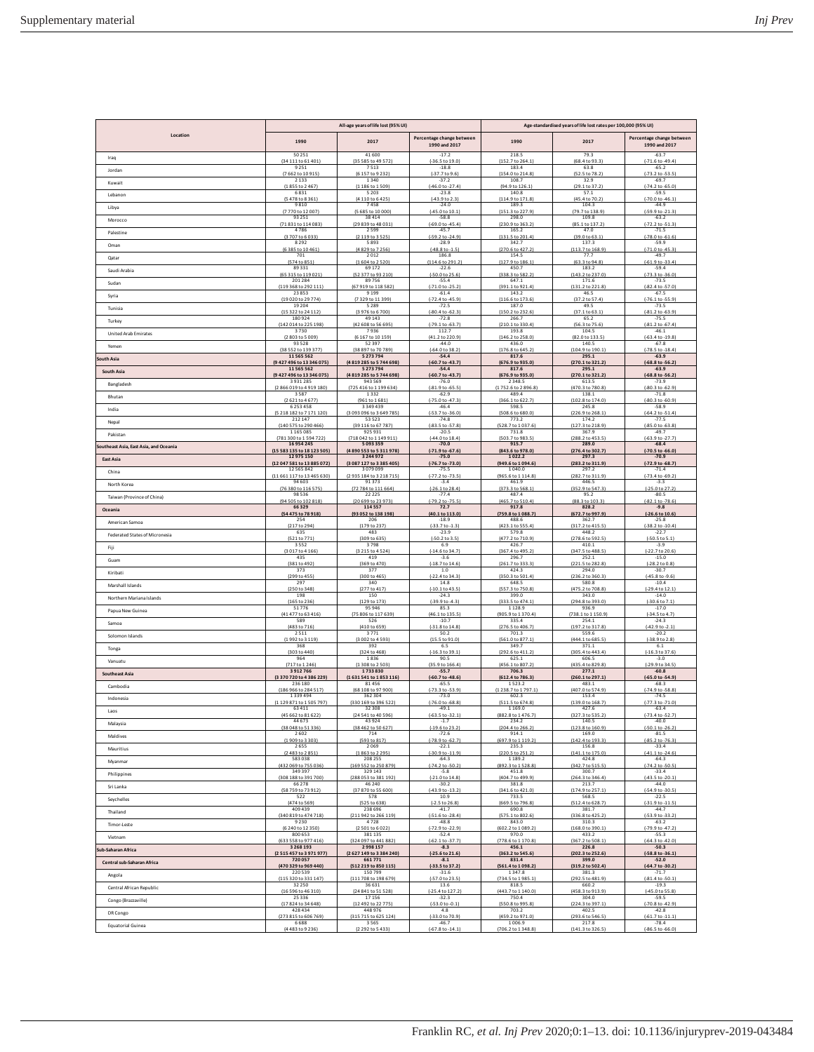| Location | All-age years of life lost (95% UI) | | | Age-standardised years of life lost rates per 100,000 (95% UI) | | |
|---|---|---|---|---|---|---|
| | 1990 | 2017 | Percentage change between 1990 and 2017 | 1990 | 2017 | Percentage change between 1990 and 2017 |
| Iraq | 50 251 (34 111 to 61 401) | 41 600 (35 585 to 49 572) | -17.2 (-36.5 to 19.0) | 218.5 (152.7 to 264.1) | 79.3 (68.4 to 93.3) | -63.7 (-71.6 to -49.4) |
| Jordan | 9 251 (7 662 to 10 915) | 7 513 (6 157 to 9 232) | -18.8 (-37.7 to 9.6) | 183.4 (154.0 to 214.8) | 63.8 (52.5 to 78.2) | -65.2 (-73.2 to -53.5) |
| Kuwait | 2 133 (1 855 to 2 467) | 1 340 (1 186 to 1 509) | -37.2 (-46.0 to -27.4) | 108.7 (94.9 to 126.1) | 32.9 (29.1 to 37.2) | -69.7 (-74.2 to -65.0) |
| Lebanon | 6 831 (5 478 to 8 361) | 5 203 (4 110 to 6 425) | -23.8 (-43.9 to 2.3) | 140.8 (114.9 to 171.8) | 57.1 (45.4 to 70.2) | -59.5 (-70.0 to -46.1) |
| Libya | 9 810 (7 770 to 12 007) | 7 458 (5 685 to 10 000) | -24.0 (-45.0 to 10.1) | 189.3 (151.3 to 227.9) | 104.3 (79.7 to 138.9) | -44.9 (-59.9 to -21.3) |
| Morocco | 93 251 (71 831 to 114 083) | 38 414 (29 839 to 48 031) | -58.8 (-69.0 to -45.4) | 298.0 (230.9 to 363.2) | 109.8 (85.1 to 137.2) | -63.2 (-72.2 to -51.3) |
| Palestine | 4 786 (3 707 to 6 033) | 2 599 (2 119 to 3 525) | -45.7 (-59.2 to -24.9) | 165.2 (131.5 to 201.4) | 47.0 (39.0 to 63.1) | -71.5 (-78.0 to -61.6) |
| Oman | 8 292 (6 385 to 10 461) | 5 893 (4 829 to 7 256) | -28.9 (-48.8 to -1.5) | 342.7 (270.6 to 427.2) | 137.3 (113.7 to 168.9) | -59.9 (-71.0 to -45.3) |
| Qatar | 701 (574 to 851) | 2 012 (1 604 to 2 520) | 186.8 (114.6 to 291.2) | 154.5 (127.9 to 186.1) | 77.7 (63.3 to 94.8) | -49.7 (-61.9 to -33.4) |
| Saudi Arabia | 89 331 (65 315 to 119 021) | 69 172 (52 377 to 93 210) | -22.6 (-50.0 to 25.6) | 450.7 (338.3 to 582.2) | 183.2 (143.2 to 237.0) | -59.4 (-73.3 to -36.0) |
| Sudan | 201 284 (119 368 to 292 111) | 89 756 (67 919 to 118 582) | -55.4 (-71.0 to -25.2) | 647.1 (391.1 to 921.4) | 171.6 (131.2 to 221.8) | -73.5 (-82.4 to -57.0) |
| Syria | 23 853 (19 020 to 29 774) | 9 199 (7 329 to 11 399) | -61.4 (-72.4 to -45.9) | 143.2 (116.6 to 173.6) | 46.5 (37.2 to 57.4) | -67.5 (-76.1 to -55.9) |
| Tunisia | 19 204 (15 322 to 24 112) | 5 289 (3 976 to 6 700) | -72.5 (-80.4 to -62.3) | 187.0 (150.2 to 232.6) | 49.5 (37.1 to 63.1) | -73.5 (-81.2 to -63.9) |
| Turkey | 180 924 (142 014 to 225 198) | 49 143 (42 608 to 56 695) | -72.8 (-79.1 to -63.7) | 266.7 (210.1 to 330.4) | 65.2 (56.3 to 75.6) | -75.5 (-81.2 to -67.4) |
| United Arab Emirates | 3 730 (2 803 to 5 009) | 7 936 (6 167 to 10 159) | 112.7 (41.2 to 220.9) | 193.8 (146.2 to 258.0) | 104.5 (82.0 to 133.5) | -46.1 (-63.4 to -19.8) |
| Yemen | 93 528 (38 552 to 139 377) | 52 397 (38 897 to 70 789) | -44.0 (-64.0 to 38.2) | 436.0 (176.8 to 645.2) | 140.5 (104.9 to 190.1) | -67.8 (-78.5 to -18.4) |
| **South Asia** | **11 565 562 (9 427 496 to 13 346 075)** | **5 273 794 (4 819 285 to 5 744 698)** | **-54.4 (-60.7 to -43.7)** | **817.6 (676.9 to 935.0)** | **295.1 (270.1 to 321.2)** | **-63.9 (-68.8 to -56.2)** |
| **South Asia** | **11 565 562 (9 427 496 to 13 346 075)** | **5 273 794 (4 819 285 to 5 744 698)** | **-54.4 (-60.7 to -43.7)** | **817.6 (676.9 to 935.0)** | **295.1 (270.1 to 321.2)** | **-63.9 (-68.8 to -56.2)** |
| Bangladesh | 3 931 285 (2 866 019 to 4 919 180) | 943 569 (725 416 to 1 199 634) | -76.0 (-81.9 to -65.5) | 2 348.5 (1 752.6 to 2 896.8) | 613.5 (470.3 to 780.8) | -73.9 (-80.3 to -62.9) |
| Bhutan | 3 587 (2 621 to 4 677) | 1 332 (961 to 1 681) | -62.9 (-75.0 to -47.3) | 489.4 (366.1 to 622.7) | 138.1 (102.8 to 174.0) | -71.8 (-80.3 to -60.9) |
| India | 6 253 458 (5 218 182 to 7 171 120) | 3 349 439 (3 093 096 to 3 649 785) | -46.4 (-53.7 to -36.0) | 598.5 (508.6 to 680.0) | 245.8 (226.9 to 268.1) | -58.9 (-64.2 to -51.4) |
| Nepal | 212 147 (140 575 to 290 466) | 53 523 (39 116 to 67 787) | -74.8 (-83.5 to -57.8) | 773.2 (528.7 to 1 037.6) | 174.2 (127.3 to 218.9) | -77.5 (-85.0 to -63.8) |
| Pakistan | 1 165 085 (781 300 to 1 594 722) | 925 931 (718 042 to 1 149 911) | -20.5 (-44.0 to 18.4) | 731.8 (503.7 to 983.5) | 367.9 (288.2 to 453.5) | -49.7 (-63.9 to -27.7) |
| **Southeast Asia, East Asia, and Oceania** | **16 954 245 (15 583 135 to 18 123 505)** | **5 093 359 (4 890 553 to 5 311 978)** | **-70.0 (-71.9 to -67.6)** | **915.7 (843.6 to 978.0)** | **289.0 (276.4 to 302.7)** | **-68.4 (-70.5 to -66.0)** |
| **East Asia** | **12 975 150 (12 047 581 to 13 885 072)** | **3 244 972 (3 087 127 to 3 385 405)** | **-75.0 (-76.7 to -73.0)** | **1 022.2 (949.6 to 1 094.6)** | **297.3 (283.2 to 311.9)** | **-70.9 (-72.9 to -68.7)** |
| China | 12 565 842 (11 661 117 to 13 465 630) | 3 079 099 (2 935 184 to 3 218 715) | -75.5 (-77.2 to -73.5) | 1 040.0 (965.6 to 1 114.8) | 297.2 (282.7 to 311.9) | -71.4 (-73.4 to -69.2) |
| North Korea | 94 603 (76 380 to 116 575) | 91 373 (72 784 to 111 664) | -3.4 (-26.1 to 28.4) | 461.9 (373.3 to 568.1) | 446.5 (352.9 to 547.3) | -3.3 (-25.0 to 27.2) |
| Taiwan (Province of China) | 98 536 (94 505 to 102 818) | 22 225 (20 699 to 23 973) | -77.4 (-79.2 to -75.5) | 487.4 (465.7 to 510.4) | 95.2 (88.3 to 103.3) | -80.5 (-82.1 to -78.6) |
| **Oceania** | **66 329 (54 475 to 78 918)** | **114 557 (93 052 to 138 198)** | **72.7 (40.1 to 113.0)** | **917.8 (759.8 to 1 088.7)** | **828.2 (672.7 to 997.9)** | **-9.8 (-26.6 to 10.6)** |
| American Samoa | 254 (217 to 294) | 206 (179 to 237) | -18.9 (-33.7 to -1.3) | 488.6 (423.1 to 555.4) | 362.7 (317.2 to 415.5) | -25.8 (-38.2 to -10.4) |
| Federated States of Micronesia | 635 (521 to 771) | 483 (309 to 635) | -23.9 (-50.2 to 3.5) | 579.8 (477.2 to 710.9) | 448.2 (278.6 to 592.5) | -22.7 (-50.5 to 5.1) |
| Fiji | 3 552 (3 017 to 4 166) | 3 798 (3 215 to 4 524) | 6.9 (-14.6 to 34.7) | 426.7 (367.4 to 495.2) | 410.1 (347.5 to 488.5) | -3.9 (-22.7 to 20.6) |
| Guam | 435 (381 to 492) | 419 (369 to 470) | -3.6 (-18.7 to 14.6) | 296.7 (261.7 to 333.3) | 252.1 (221.5 to 282.8) | -15.0 (-28.2 to 0.8) |
| Kiribati | 373 (299 to 455) | 377 (300 to 465) | 1.0 (-22.4 to 34.3) | 424.3 (350.3 to 501.4) | 294.0 (236.2 to 360.3) | -30.7 (-45.8 to -9.6) |
| Marshall Islands | 297 (250 to 348) | 340 (277 to 417) | 14.8 (-10.1 to 43.5) | 648.5 (557.3 to 750.8) | 580.8 (475.2 to 708.8) | -10.4 (-29.4 to 12.1) |
| Northern Mariana Islands | 198 (165 to 236) | 150 (129 to 173) | -24.3 (-39.9 to -4.3) | 399.0 (333.5 to 474.1) | 343.0 (294.8 to 393.0) | -14.0 (-30.6 to 7.1) |
| Papua New Guinea | 51 776 (41 477 to 63 416) | 95 946 (75 806 to 117 639) | 85.3 (46.1 to 135.5) | 1 128.9 (905.9 to 1 370.4) | 936.9 (738.1 to 1 150.9) | -17.0 (-34.5 to 4.7) |
| Samoa | 589 (483 to 716) | 526 (410 to 659) | -10.7 (-31.8 to 14.8) | 335.4 (276.5 to 406.7) | 254.1 (197.2 to 317.8) | -24.3 (-42.9 to -2.1) |
| Solomon Islands | 2 511 (1 992 to 3 119) | 3 771 (3 002 to 4 593) | 50.2 (15.5 to 91.0) | 701.3 (561.0 to 877.1) | 559.6 (444.1 to 685.5) | -20.2 (-38.9 to 2.8) |
| Tonga | 368 (303 to 440) | 392 (324 to 468) | 6.5 (-16.3 to 39.1) | 349.7 (292.6 to 411.2) | 371.1 (305.4 to 443.4) | 6.1 (-16.3 to 37.6) |
| Vanuatu | 964 (717 to 1 246) | 1 836 (1 308 to 2 503) | 90.5 (35.9 to 166.4) | 625.1 (456.1 to 807.2) | 606.5 (435.4 to 829.8) | -3.0 (-29.9 to 34.5) |
| **Southeast Asia** | **3 912 766 (3 370 720 to 4 386 229)** | **1 733 830 (1 631 541 to 1 853 116)** | **-55.7 (-60.7 to -48.6)** | **706.3 (612.4 to 786.3)** | **277.1 (260.1 to 297.1)** | **-60.8 (-65.0 to -54.9)** |
| Cambodia | 236 180 (186 966 to 284 517) | 81 456 (68 108 to 97 900) | -65.5 (-73.3 to -53.9) | 1 523.2 (1 238.7 to 1 797.1) | 483.1 (407.0 to 574.9) | -68.3 (-74.9 to -58.8) |
| Indonesia | 1 339 494 (1 129 871 to 1 505 797) | 362 304 (330 169 to 396 522) | -73.0 (-76.0 to -68.8) | 602.3 (511.5 to 674.8) | 153.4 (139.0 to 168.7) | -74.5 (-77.3 to -71.0) |
| Laos | 63 411 (45 662 to 81 622) | 32 308 (24 541 to 40 596) | -49.1 (-63.5 to -32.1) | 1 169.0 (882.8 to 1 476.7) | 427.6 (327.3 to 535.2) | -63.4 (-73.4 to -52.7) |
| Malaysia | 44 673 (38 048 to 51 336) | 43 924 (38 462 to 50 627) | -1.7 (-19.6 to 23.2) | 234.2 (204.4 to 266.2) | 140.5 (123.8 to 160.9) | -40.0 (-50.1 to -26.2) |
| Maldives | 2 602 (1 909 to 3 303) | 714 (593 to 817) | -72.6 (-78.9 to -62.7) | 914.1 (697.9 to 1 119.2) | 169.0 (142.4 to 193.3) | -81.5 (-85.2 to -76.3) |
| Mauritius | 2 655 (2 483 to 2 851) | 2 069 (1 863 to 2 295) | -22.1 (-30.9 to -11.9) | 235.3 (220.5 to 251.2) | 156.8 (141.1 to 175.0) | -33.4 (-41.1 to -24.6) |
| Myanmar | 583 038 (432 069 to 755 036) | 208 255 (169 552 to 250 879) | -64.3 (-74.2 to -50.2) | 1 189.2 (892.3 to 1 528.8) | 424.8 (342.7 to 515.5) | -64.3 (-74.2 to -50.5) |
| Philippines | 349 397 (308 188 to 391 700) | 329 143 (288 053 to 381 192) | -5.8 (-21.0 to 14.8) | 451.8 (404.7 to 499.9) | 300.7 (264.3 to 346.4) | -33.4 (-43.5 to -20.1) |
| Sri Lanka | 66 278 (58 759 to 73 912) | 46 240 (37 870 to 55 600) | -30.2 (-43.9 to -13.2) | 381.8 (341.6 to 421.0) | 213.7 (174.9 to 257.1) | -44.0 (-54.9 to -30.5) |
| Seychelles | 522 (474 to 569) | 578 (525 to 638) | 10.9 (-2.5 to 26.8) | 733.5 (669.5 to 796.8) | 568.5 (512.4 to 628.7) | -22.5 (-31.9 to -11.5) |
| Thailand | 409 439 (340 819 to 474 718) | 238 696 (211 942 to 266 119) | -41.7 (-51.6 to -28.4) | 690.8 (575.1 to 802.6) | 381.7 (336.8 to 425.2) | -44.7 (-53.9 to -33.2) |
| Timor-Leste | 9 230 (6 240 to 12 350) | 4 728 (2 501 to 6 022) | -48.8 (-72.9 to -22.9) | 843.0 (602.2 to 1 089.2) | 310.3 (168.0 to 390.1) | -63.2 (-79.9 to -47.2) |
| Vietnam | 800 653 (633 558 to 977 416) | 381 135 (324 097 to 441 882) | -52.4 (-62.1 to -37.7) | 970.0 (778.6 to 1 170.8) | 433.2 (367.2 to 508.1) | -55.3 (-64.3 to -42.0) |
| **Sub-Saharan Africa** | **3 268 193 (2 515 457 to 3 971 977)** | **2 998 157 (2 627 149 to 3 384 240)** | **-8.3 (-25.6 to 21.6)** | **456.1 (363.2 to 545.6)** | **226.8 (202.3 to 252.6)** | **-50.3 (-58.8 to -36.1)** |
| **Central sub-Saharan Africa** | **720 057 (470 329 to 969 440)** | **661 771 (512 219 to 850 115)** | **-8.1 (-33.5 to 37.2)** | **831.4 (561.4 to 1 098.2)** | **399.0 (319.2 to 502.4)** | **-52.0 (-64.7 to -30.2)** |
| Angola | 220 539 (115 320 to 331 147) | 150 799 (111 708 to 198 679) | -31.6 (-57.0 to 23.5) | 1 347.8 (734.5 to 1 985.1) | 381.3 (292.5 to 481.9) | -71.7 (-81.4 to -50.1) |
| Central African Republic | 32 250 (16 596 to 46 310) | 36 631 (24 841 to 51 528) | 13.6 (-25.4 to 127.2) | 818.5 (443.7 to 1 140.0) | 660.2 (458.3 to 913.9) | -19.3 (-45.0 to 55.8) |
| Congo (Brazzaville) | 25 336 (17 824 to 34 648) | 17 156 (12 492 to 22 775) | -32.3 (-53.0 to -0.1) | 750.4 (550.8 to 995.8) | 304.0 (224.3 to 397.1) | -59.5 (-70.8 to -42.9) |
| DR Congo | 428 434 (273 815 to 606 769) | 448 976 (315 715 to 625 124) | 4.8 (-33.0 to 70.9) | 703.2 (459.2 to 971.0) | 402.5 (293.6 to 546.5) | -42.8 (-61.7 to -11.1) |
| Equatorial Guinea | 6 688 (4 483 to 9 236) | 3 565 (2 292 to 5 433) | -46.7 (-67.8 to -14.1) | 1 006.9 (706.2 to 1 348.8) | 217.8 (141.3 to 326.5) | -78.4 (-86.5 to -66.0) |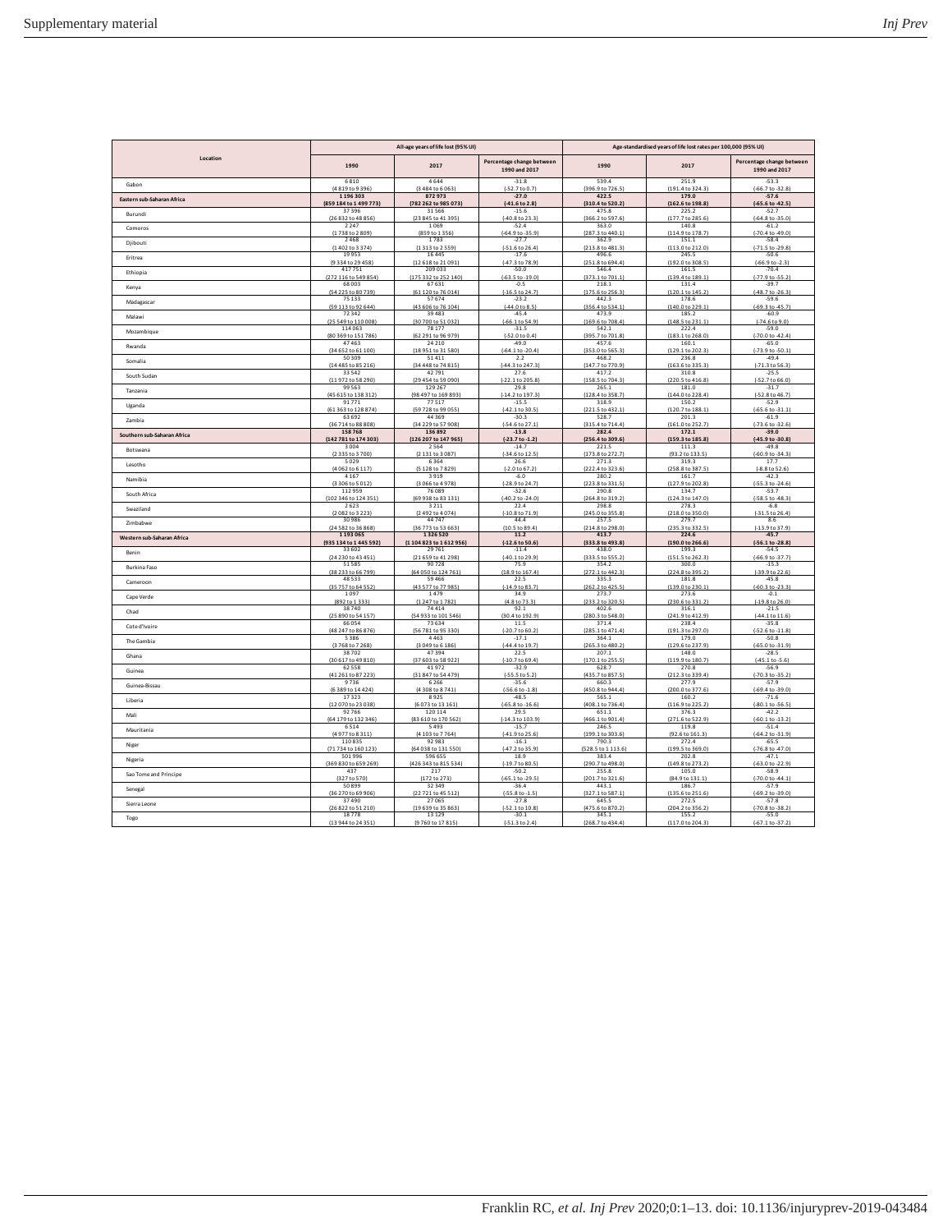| Location | All-age years of life lost (95% UI) | | | Age-standardised years of life lost rates per 100,000 (95% UI) | | |
|---|---|---|---|---|---|---|
| | 1990 | 2017 | Percentage change between 1990 and 2017 | 1990 | 2017 | Percentage change between 1990 and 2017 |
| Gabon | 6 810 (4 819 to 9 396) | 4 644 (3 484 to 6 063) | -31.8 (-52.7 to 0.7) | 539.4 (396.9 to 726.5) | 251.9 (191.4 to 324.3) | -53.3 (-66.7 to -32.8) |
| **Eastern sub-Saharan Africa** | **1 196 303 (859 184 to 1 499 773)** | **872 973 (782 262 to 985 073)** | **-27.0 (-41.6 to 2.8)** | **422.5 (310.4 to 520.2)** | **179.0 (162.6 to 198.8)** | **-57.6 (-65.6 to -42.5)** |
| Burundi | 37 396 (26 832 to 48 856) | 31 566 (23 845 to 41 395) | -15.6 (-40.8 to 23.3) | 475.8 (366.2 to 597.6) | 225.2 (177.7 to 285.6) | -52.7 (-64.8 to -35.0) |
| Comoros | 2 247 (1 738 to 2 809) | 1 069 (859 to 1 356) | -52.4 (-64.9 to -35.9) | 363.0 (287.3 to 440.1) | 140.8 (114.9 to 178.7) | -61.2 (-70.4 to -49.0) |
| Djibouti | 2 468 (1 402 to 3 374) | 1 783 (1 313 to 2 559) | -27.7 (-51.6 to 26.4) | 362.9 (213.8 to 481.3) | 151.1 (113.0 to 212.0) | -58.4 (-71.5 to -29.8) |
| Eritrea | 19 953 (9 334 to 29 458) | 16 445 (12 618 to 21 091) | -17.6 (-47.3 to 78.9) | 496.6 (251.8 to 694.4) | 245.5 (192.0 to 308.5) | -50.6 (-66.9 to -2.3) |
| Ethiopia | 417 751 (272 116 to 549 854) | 209 033 (175 332 to 252 140) | -50.0 (-63.5 to -19.0) | 546.4 (373.1 to 701.1) | 161.5 (139.4 to 189.1) | -70.4 (-77.9 to -55.2) |
| Kenya | 68 003 (54 225 to 80 739) | 67 631 (61 120 to 76 014) | -0.5 (-16.5 to 24.7) | 218.1 (175.6 to 256.3) | 131.4 (120.1 to 145.2) | -39.7 (-48.7 to -26.3) |
| Madagascar | 75 133 (59 113 to 92 644) | 57 674 (43 606 to 76 104) | -23.2 (-44.0 to 8.5) | 442.3 (356.4 to 534.1) | 178.6 (140.0 to 229.1) | -59.6 (-69.3 to -45.7) |
| Malawi | 72 342 (25 549 to 110 008) | 39 483 (30 700 to 51 032) | -45.4 (-66.1 to 54.9) | 473.9 (169.6 to 708.4) | 185.2 (148.5 to 231.1) | -60.9 (-74.6 to 9.0) |
| Mozambique | 114 063 (80 369 to 151 786) | 78 177 (62 291 to 96 979) | -31.5 (-52.0 to 0.4) | 542.1 (395.7 to 701.8) | 222.4 (183.1 to 268.0) | -59.0 (-70.0 to -42.4) |
| Rwanda | 47 463 (34 652 to 61 100) | 24 210 (18 951 to 31 580) | -49.0 (-64.1 to -20.4) | 457.6 (353.0 to 565.3) | 160.1 (129.1 to 202.3) | -65.0 (-73.9 to -50.1) |
| Somalia | 50 309 (14 485 to 85 216) | 51 411 (34 448 to 74 815) | 2.2 (-44.3 to 247.3) | 468.2 (147.7 to 770.9) | 236.8 (163.6 to 335.3) | -49.4 (-71.3 to 56.3) |
| South Sudan | 33 542 (11 972 to 58 290) | 42 791 (29 454 to 59 090) | 27.6 (-22.1 to 205.8) | 417.2 (158.5 to 704.3) | 310.8 (220.5 to 416.8) | -25.5 (-52.7 to 66.0) |
| Tanzania | 99 563 (45 615 to 138 312) | 129 267 (98 497 to 169 893) | 29.8 (-14.2 to 197.3) | 265.1 (128.4 to 358.7) | 181.0 (144.0 to 228.4) | -31.7 (-52.8 to 46.7) |
| Uganda | 91 771 (61 363 to 128 874) | 77 517 (59 728 to 99 055) | -15.5 (-42.1 to 30.5) | 318.9 (221.5 to 432.1) | 150.2 (120.7 to 188.1) | -52.9 (-65.6 to -31.1) |
| Zambia | 63 692 (36 714 to 88 808) | 44 369 (34 229 to 57 908) | -30.3 (-54.6 to 27.1) | 528.7 (315.4 to 714.4) | 201.3 (161.0 to 252.7) | -61.9 (-73.6 to -32.6) |
| **Southern sub-Saharan Africa** | **158 768 (142 781 to 174 303)** | **136 892 (126 207 to 147 965)** | **-13.8 (-23.7 to -1.2)** | **282.4 (256.4 to 309.6)** | **172.1 (159.3 to 185.8)** | **-39.0 (-45.9 to -30.8)** |
| Botswana | 3 004 (2 335 to 3 700) | 2 564 (2 131 to 3 087) | -14.7 (-34.6 to 12.5) | 221.5 (173.8 to 272.7) | 111.3 (93.2 to 133.5) | -49.8 (-60.9 to -34.3) |
| Lesotho | 5 029 (4 062 to 6 117) | 6 364 (5 128 to 7 829) | 26.6 (-2.0 to 67.2) | 271.3 (222.4 to 323.6) | 319.3 (258.8 to 387.5) | 17.7 (-8.8 to 52.6) |
| Namibia | 4 167 (3 306 to 5 012) | 3 919 (3 066 to 4 978) | -6.0 (-28.9 to 24.7) | 280.2 (223.8 to 331.5) | 161.7 (127.9 to 202.8) | -42.3 (-55.3 to -24.6) |
| South Africa | 112 959 (102 346 to 124 351) | 76 089 (69 938 to 83 131) | -32.6 (-40.2 to -24.0) | 290.8 (264.8 to 319.2) | 134.7 (124.3 to 147.0) | -53.7 (-58.5 to -48.3) |
| Swaziland | 2 623 (2 082 to 3 223) | 3 211 (2 492 to 4 074) | 22.4 (-10.8 to 71.9) | 298.8 (245.0 to 355.8) | 278.3 (218.0 to 350.0) | -6.8 (-31.5 to 26.4) |
| Zimbabwe | 30 986 (24 582 to 36 868) | 44 747 (36 773 to 53 663) | 44.4 (10.5 to 89.4) | 257.5 (214.8 to 298.0) | 279.7 (235.3 to 332.5) | 8.6 (-13.9 to 37.9) |
| **Western sub-Saharan Africa** | **1 193 065 (935 134 to 1 445 592)** | **1 326 520 (1 104 823 to 1 612 956)** | **11.2 (-12.6 to 50.6)** | **413.7 (333.8 to 493.8)** | **224.6 (190.0 to 266.6)** | **-45.7 (-56.1 to -28.8)** |
| Benin | 33 602 (24 230 to 43 451) | 29 761 (21 659 to 41 298) | -11.4 (-40.1 to 29.9) | 438.0 (333.5 to 555.2) | 199.3 (151.5 to 262.3) | -54.5 (-66.9 to -37.7) |
| Burkina Faso | 51 585 (38 233 to 66 799) | 90 728 (64 050 to 124 761) | 75.9 (18.9 to 167.4) | 354.2 (272.1 to 442.3) | 300.0 (224.8 to 395.2) | -15.3 (-39.9 to 22.6) |
| Cameroon | 48 533 (35 757 to 64 552) | 59 466 (43 577 to 77 985) | 22.5 (-14.9 to 83.7) | 335.3 (262.2 to 425.5) | 181.8 (139.0 to 230.1) | -45.8 (-60.3 to -23.3) |
| Cape Verde | 1 097 (892 to 1 333) | 1 479 (1 247 to 1 782) | 34.9 (4.8 to 73.3) | 273.7 (233.2 to 320.5) | 273.6 (230.6 to 331.2) | -0.1 (-19.8 to 26.0) |
| Chad | 38 740 (25 890 to 54 157) | 74 414 (54 933 to 101 546) | 92.1 (30.4 to 192.9) | 402.6 (280.3 to 548.0) | 316.1 (241.9 to 412.9) | -21.5 (-44.1 to 11.6) |
| Cote d'Ivoire | 66 054 (48 247 to 86 876) | 73 634 (56 781 to 95 330) | 11.5 (-20.7 to 60.2) | 371.4 (285.1 to 471.4) | 238.4 (191.3 to 297.0) | -35.8 (-52.6 to -11.8) |
| The Gambia | 5 386 (3 768 to 7 268) | 4 463 (3 049 to 6 186) | -17.1 (-44.4 to 19.7) | 364.1 (265.3 to 480.2) | 179.0 (129.6 to 237.9) | -50.8 (-65.0 to -31.9) |
| Ghana | 38 702 (30 617 to 49 810) | 47 394 (37 603 to 58 922) | 22.5 (-10.7 to 69.4) | 207.1 (170.1 to 255.5) | 148.0 (119.9 to 180.7) | -28.5 (-45.1 to -5.6) |
| Guinea | 62 558 (41 261 to 87 223) | 41 972 (31 847 to 54 479) | -32.9 (-55.5 to 5.2) | 628.7 (435.7 to 857.5) | 270.8 (212.3 to 339.4) | -56.9 (-70.3 to -35.2) |
| Guinea-Bissau | 9 736 (6 389 to 14 424) | 6 266 (4 308 to 8 741) | -35.6 (-56.6 to -1.8) | 660.3 (450.8 to 944.4) | 277.9 (200.0 to 377.6) | -57.9 (-69.4 to -39.0) |
| Liberia | 17 323 (12 070 to 23 038) | 8 925 (6 073 to 13 161) | -48.5 (-65.8 to -16.6) | 565.1 (408.1 to 736.4) | 160.2 (116.9 to 225.2) | -71.6 (-80.1 to -56.5) |
| Mali | 92 766 (64 179 to 132 346) | 120 114 (83 610 to 170 562) | 29.5 (-14.3 to 103.9) | 651.1 (466.1 to 901.4) | 376.3 (271.6 to 522.9) | -42.2 (-60.1 to -13.2) |
| Mauritania | 6 514 (4 977 to 8 311) | 5 493 (4 103 to 7 764) | -15.7 (-41.9 to 25.6) | 246.5 (199.1 to 303.6) | 119.8 (92.6 to 161.3) | -51.4 (-64.2 to -31.9) |
| Niger | 110 835 (71 734 to 160 123) | 92 983 (64 038 to 131 550) | -16.1 (-47.2 to 35.9) | 790.3 (528.5 to 1 113.6) | 272.4 (199.5 to 369.0) | -65.5 (-76.8 to -47.0) |
| Nigeria | 501 996 (369 830 to 659 269) | 596 655 (426 343 to 815 534) | 18.9 (-19.7 to 80.5) | 383.4 (290.7 to 498.0) | 202.8 (149.8 to 273.2) | -47.1 (-63.0 to -22.9) |
| Sao Tome and Principe | 437 (327 to 570) | 217 (172 to 273) | -50.2 (-65.1 to -29.5) | 255.8 (201.7 to 321.6) | 105.0 (84.9 to 131.1) | -58.9 (-70.0 to -44.1) |
| Senegal | 50 899 (36 270 to 69 906) | 32 349 (22 721 to 45 512) | -36.4 (-55.8 to -1.5) | 443.1 (327.1 to 587.1) | 186.7 (135.6 to 251.6) | -57.9 (-69.2 to -39.0) |
| Sierra Leone | 37 490 (26 822 to 51 210) | 27 065 (19 639 to 35 863) | -27.8 (-52.1 to 10.8) | 645.5 (475.6 to 870.2) | 272.5 (204.2 to 356.2) | -57.8 (-70.8 to -38.2) |
| Togo | 18 778 (13 944 to 24 351) | 13 129 (9 760 to 17 815) | -30.1 (-51.3 to 2.4) | 345.1 (268.7 to 434.4) | 155.2 (117.0 to 204.3) | -55.0 (-67.1 to -37.2) |